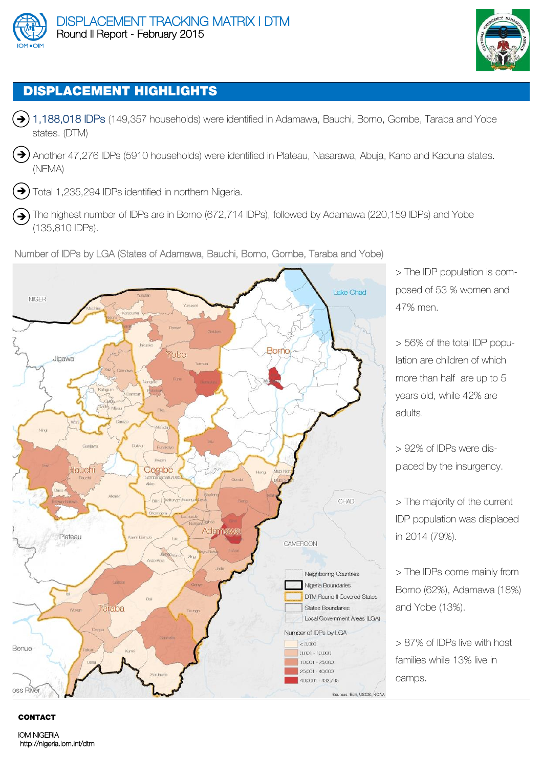# DISPLACEMENT TRACKING MATRIX I DTM

Round II Report - February 2015

## DISPLACEMENT HIGHLIGHTS

- 1,188,018 IDPs (149,357 households) were identified in Adamawa, Bauchi, Borno, Gombe, Taraba and Yobe states. (DTM)
- Another 47,276 IDPs (5910 households) were identified in Plateau, Nasarawa, Abuja, Kano and Kaduna states. (NEMA)
- Total 1,235,294 IDPs identified in northern Nigeria.
- The highest number of IDPs are in Borno (672,714 IDPs), followed by Adamawa (220,159 IDPs) and Yobe (135,810 IDPs).

Number of IDPs by LGA (States of Adamawa, Bauchi, Borno, Gombe, Taraba and Yobe)

> The IDP population is composed of 53 % women and 47% men.

> 56% of the total IDP population are children of which more than half are up to 5 years old, while 42% are adults.

> 92% of IDPs were displaced by the insurgency.

> The majority of the current IDP population was displaced in 2014 (79%).

> The IDPs come mainly from Borno (62%), Adamawa (18%) and Yobe (13%).

> 87% of IDPs live with host families while 13% live in camps.

**CONTACT**

IOM NIGERIA
http://nigeria.iom.int/dtm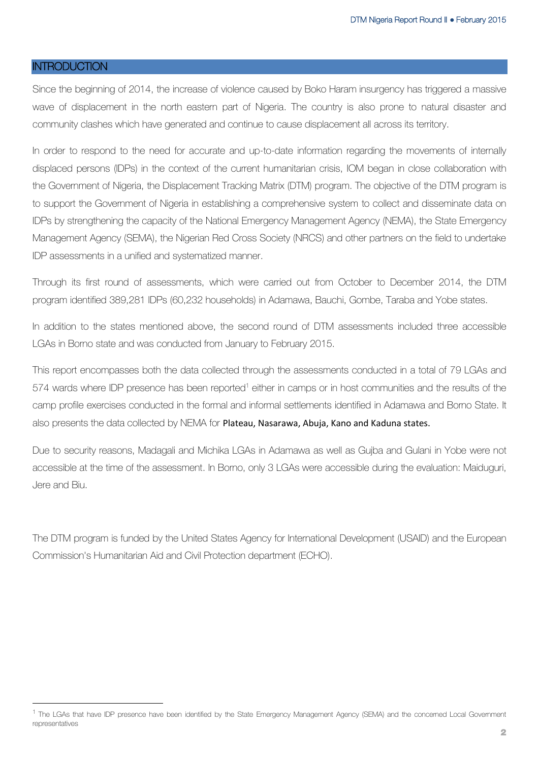## INTRODUCTION

Since the beginning of 2014, the increase of violence caused by Boko Haram insurgency has triggered a massive wave of displacement in the north eastern part of Nigeria. The country is also prone to natural disaster and community clashes which have generated and continue to cause displacement all across its territory.

In order to respond to the need for accurate and up-to-date information regarding the movements of internally displaced persons (IDPs) in the context of the current humanitarian crisis, IOM began in close collaboration with the Government of Nigeria, the Displacement Tracking Matrix (DTM) program. The objective of the DTM program is to support the Government of Nigeria in establishing a comprehensive system to collect and disseminate data on IDPs by strengthening the capacity of the National Emergency Management Agency (NEMA), the State Emergency Management Agency (SEMA), the Nigerian Red Cross Society (NRCS) and other partners on the field to undertake IDP assessments in a unified and systematized manner.

Through its first round of assessments, which were carried out from October to December 2014, the DTM program identified 389,281 IDPs (60,232 households) in Adamawa, Bauchi, Gombe, Taraba and Yobe states.

In addition to the states mentioned above, the second round of DTM assessments included three accessible LGAs in Borno state and was conducted from January to February 2015.

This report encompasses both the data collected through the assessments conducted in a total of 79 LGAs and 574 wards where IDP presence has been reported[1] either in camps or in host communities and the results of the camp profile exercises conducted in the formal and informal settlements identified in Adamawa and Borno State. It also presents the data collected by NEMA for Plateau, Nasarawa, Abuja, Kano and Kaduna states.

Due to security reasons, Madagali and Michika LGAs in Adamawa as well as Gujba and Gulani in Yobe were not accessible at the time of the assessment. In Borno, only 3 LGAs were accessible during the evaluation: Maiduguri, Jere and Biu.

The DTM program is funded by the United States Agency for International Development (USAID) and the European Commission's Humanitarian Aid and Civil Protection department (ECHO).

[1] The LGAs that have IDP presence have been identified by the State Emergency Management Agency (SEMA) and the concerned Local Government representatives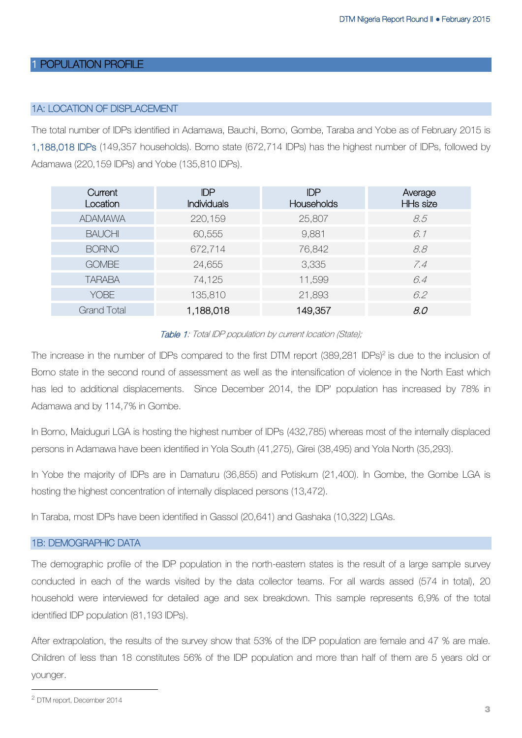# 1 POPULATION PROFILE

## 1A: LOCATION OF DISPLACEMENT

The total number of IDPs identified in Adamawa, Bauchi, Borno, Gombe, Taraba and Yobe as of February 2015 is 1,188,018 IDPs (149,357 households). Borno state (672,714 IDPs) has the highest number of IDPs, followed by Adamawa (220,159 IDPs) and Yobe (135,810 IDPs).

| Current Location | IDP Individuals | IDP Households | Average HHs size |
|---|---|---|---|
| ADAMAWA | 220,159 | 25,807 | *8.5* |
| BAUCHI | 60,555 | 9,881 | *6.1* |
| BORNO | 672,714 | 76,842 | *8.8* |
| GOMBE | 24,655 | 3,335 | *7.4* |
| TARABA | 74,125 | 11,599 | *6.4* |
| YOBE | 135,810 | 21,893 | *6.2* |
| Grand Total | 1,188,018 | 149,357 | *8.0* |

*Table 1: Total IDP population by current location (State);*

The increase in the number of IDPs compared to the first DTM report (389,281 IDPs)[2] is due to the inclusion of Borno state in the second round of assessment as well as the intensification of violence in the North East which has led to additional displacements. Since December 2014, the IDP' population has increased by 78% in Adamawa and by 114,7% in Gombe.

In Borno, Maiduguri LGA is hosting the highest number of IDPs (432,785) whereas most of the internally displaced persons in Adamawa have been identified in Yola South (41,275), Girei (38,495) and Yola North (35,293).

In Yobe the majority of IDPs are in Damaturu (36,855) and Potiskum (21,400). In Gombe, the Gombe LGA is hosting the highest concentration of internally displaced persons (13,472).

In Taraba, most IDPs have been identified in Gassol (20,641) and Gashaka (10,322) LGAs.

## 1B: DEMOGRAPHIC DATA

The demographic profile of the IDP population in the north-eastern states is the result of a large sample survey conducted in each of the wards visited by the data collector teams. For all wards assed (574 in total), 20 household were interviewed for detailed age and sex breakdown. This sample represents 6,9% of the total identified IDP population (81,193 IDPs).

After extrapolation, the results of the survey show that 53% of the IDP population are female and 47 % are male. Children of less than 18 constitutes 56% of the IDP population and more than half of them are 5 years old or younger.

[2] DTM report, December 2014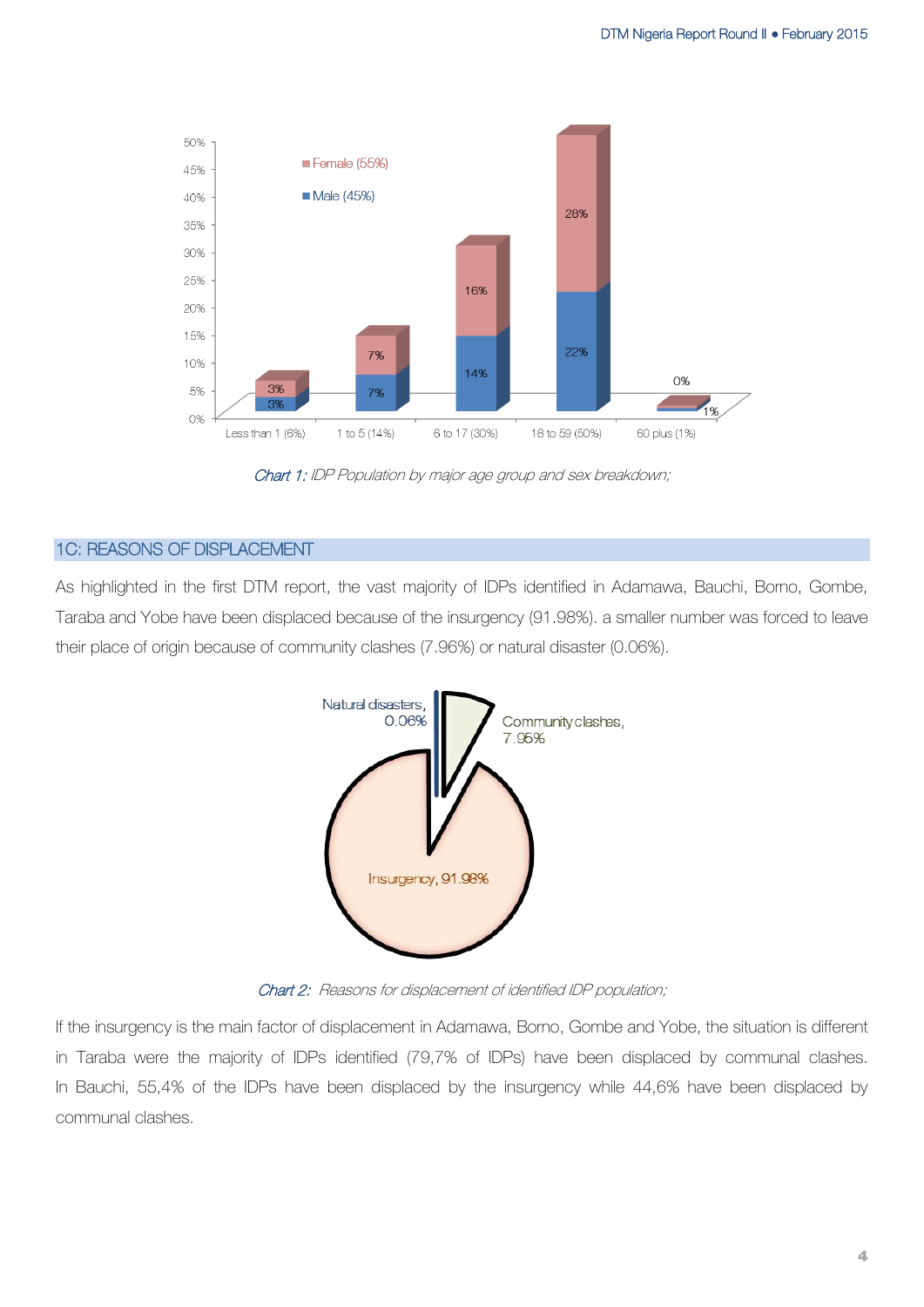*Chart 1: IDP Population by major age group and sex breakdown;*

## 1C: REASONS OF DISPLACEMENT

As highlighted in the first DTM report, the vast majority of IDPs identified in Adamawa, Bauchi, Borno, Gombe, Taraba and Yobe have been displaced because of the insurgency (91.98%). a smaller number was forced to leave their place of origin because of community clashes (7.96%) or natural disaster (0.06%).

*Chart 2: Reasons for displacement of identified IDP population;*

If the insurgency is the main factor of displacement in Adamawa, Borno, Gombe and Yobe, the situation is different in Taraba were the majority of IDPs identified (79,7% of IDPs) have been displaced by communal clashes. In Bauchi, 55,4% of the IDPs have been displaced by the insurgency while 44,6% have been displaced by communal clashes.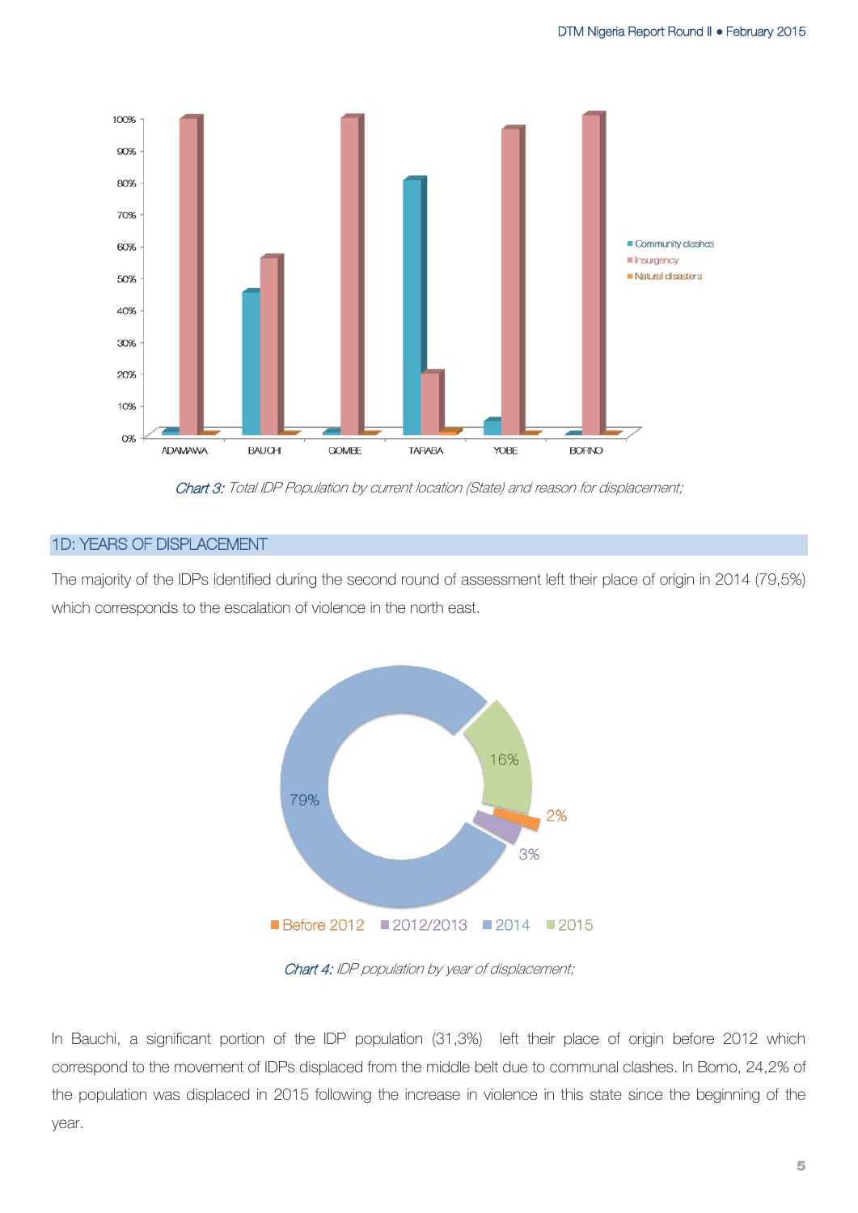*Chart 3: Total IDP Population by current location (State) and reason for displacement;*

## 1D: YEARS OF DISPLACEMENT

The majority of the IDPs identified during the second round of assessment left their place of origin in 2014 (79,5%) which corresponds to the escalation of violence in the north east.

*Chart 4: IDP population by year of displacement;*

In Bauchi, a significant portion of the IDP population (31,3%) left their place of origin before 2012 which correspond to the movement of IDPs displaced from the middle belt due to communal clashes. In Borno, 24,2% of the population was displaced in 2015 following the increase in violence in this state since the beginning of the year.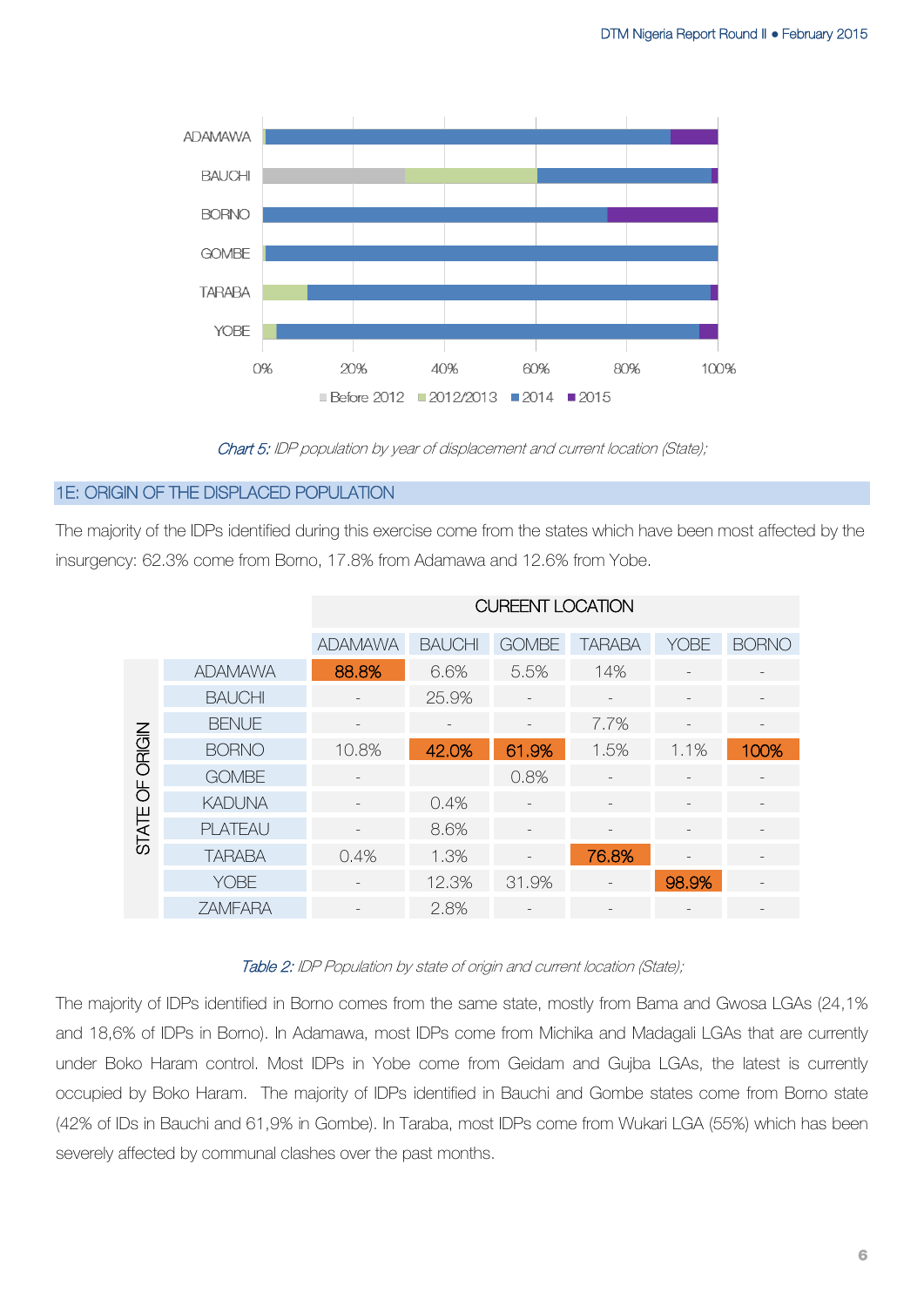Chart 5: IDP population by year of displacement and current location (State);

## 1E: ORIGIN OF THE DISPLACED POPULATION

The majority of the IDPs identified during this exercise come from the states which have been most affected by the insurgency: 62.3% come from Borno, 17.8% from Adamawa and 12.6% from Yobe.

| STATE OF ORIGIN | CUREENT LOCATION | | | | | |
|---|---|---|---|---|---|---|
| | ADAMAWA | BAUCHI | GOMBE | TARABA | YOBE | BORNO |
| ADAMAWA | 88.8% | 6.6% | 5.5% | 14% | - | - |
| BAUCHI | - | 25.9% | - | - | - | - |
| BENUE | - | - | - | 7.7% | - | - |
| BORNO | 10.8% | 42.0% | 61.9% | 1.5% | 1.1% | 100% |
| GOMBE | - | | 0.8% | - | - | - |
| KADUNA | - | 0.4% | - | - | - | - |
| PLATEAU | - | 8.6% | - | - | - | - |
| TARABA | 0.4% | 1.3% | - | 76.8% | - | - |
| YOBE | - | 12.3% | 31.9% | - | 98.9% | - |
| ZAMFARA | - | 2.8% | - | - | - | - |

Table 2: IDP Population by state of origin and current location (State);

The majority of IDPs identified in Borno comes from the same state, mostly from Bama and Gwosa LGAs (24,1% and 18,6% of IDPs in Borno). In Adamawa, most IDPs come from Michika and Madagali LGAs that are currently under Boko Haram control. Most IDPs in Yobe come from Geidam and Gujba LGAs, the latest is currently occupied by Boko Haram. The majority of IDPs identified in Bauchi and Gombe states come from Borno state (42% of IDs in Bauchi and 61,9% in Gombe). In Taraba, most IDPs come from Wukari LGA (55%) which has been severely affected by communal clashes over the past months.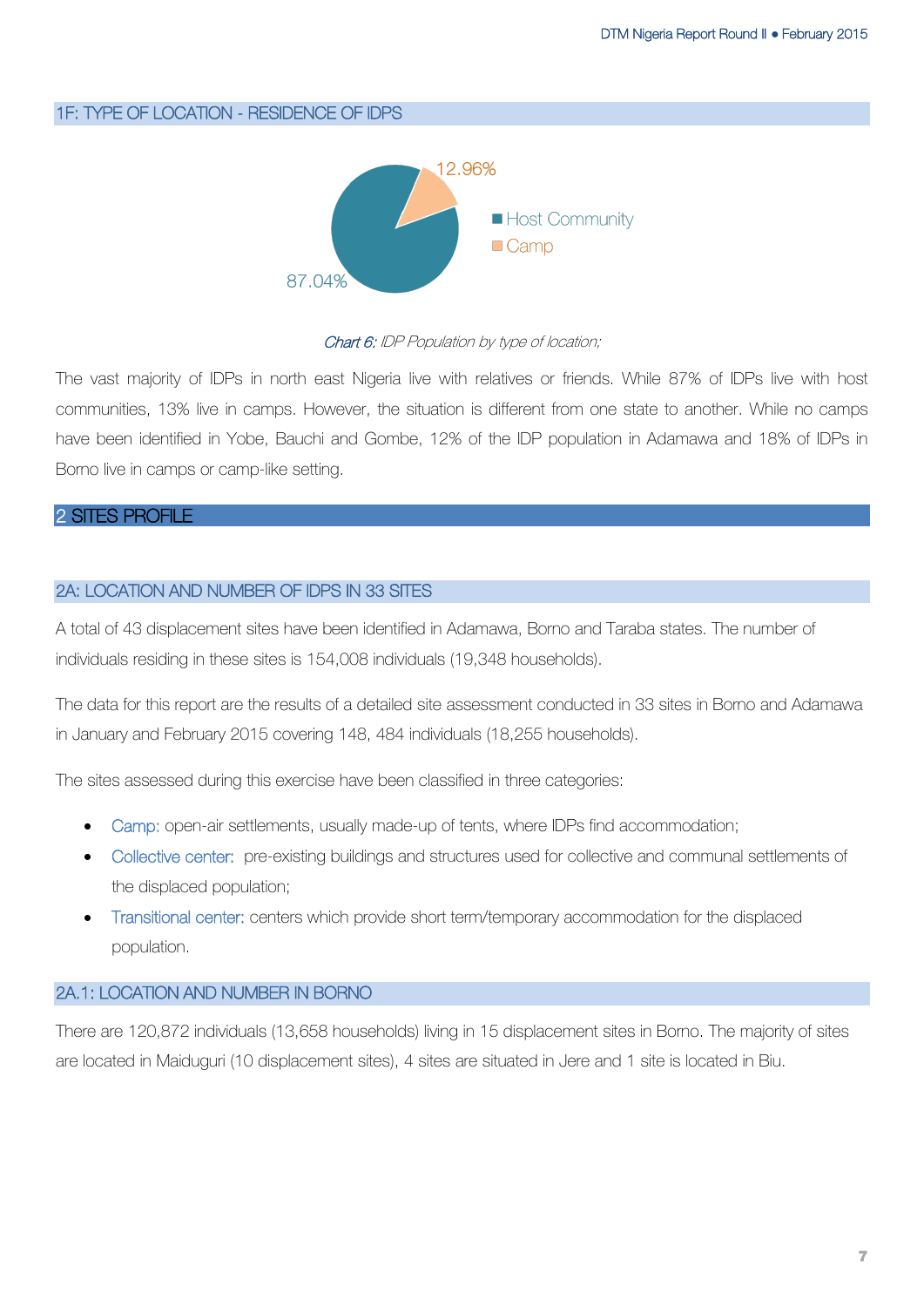## 1F: TYPE OF LOCATION - RESIDENCE OF IDPS

*Chart 6: IDP Population by type of location;*

The vast majority of IDPs in north east Nigeria live with relatives or friends. While 87% of IDPs live with host communities, 13% live in camps. However, the situation is different from one state to another. While no camps have been identified in Yobe, Bauchi and Gombe, 12% of the IDP population in Adamawa and 18% of IDPs in Borno live in camps or camp-like setting.

# 2 SITES PROFILE

## 2A: LOCATION AND NUMBER OF IDPS IN 33 SITES

A total of 43 displacement sites have been identified in Adamawa, Borno and Taraba states. The number of individuals residing in these sites is 154,008 individuals (19,348 households).

The data for this report are the results of a detailed site assessment conducted in 33 sites in Borno and Adamawa in January and February 2015 covering 148, 484 individuals (18,255 households).

The sites assessed during this exercise have been classified in three categories:

- Camp: open-air settlements, usually made-up of tents, where IDPs find accommodation;
- Collective center: pre-existing buildings and structures used for collective and communal settlements of the displaced population;
- Transitional center: centers which provide short term/temporary accommodation for the displaced population.

### 2A.1: LOCATION AND NUMBER IN BORNO

There are 120,872 individuals (13,658 households) living in 15 displacement sites in Borno. The majority of sites are located in Maiduguri (10 displacement sites), 4 sites are situated in Jere and 1 site is located in Biu.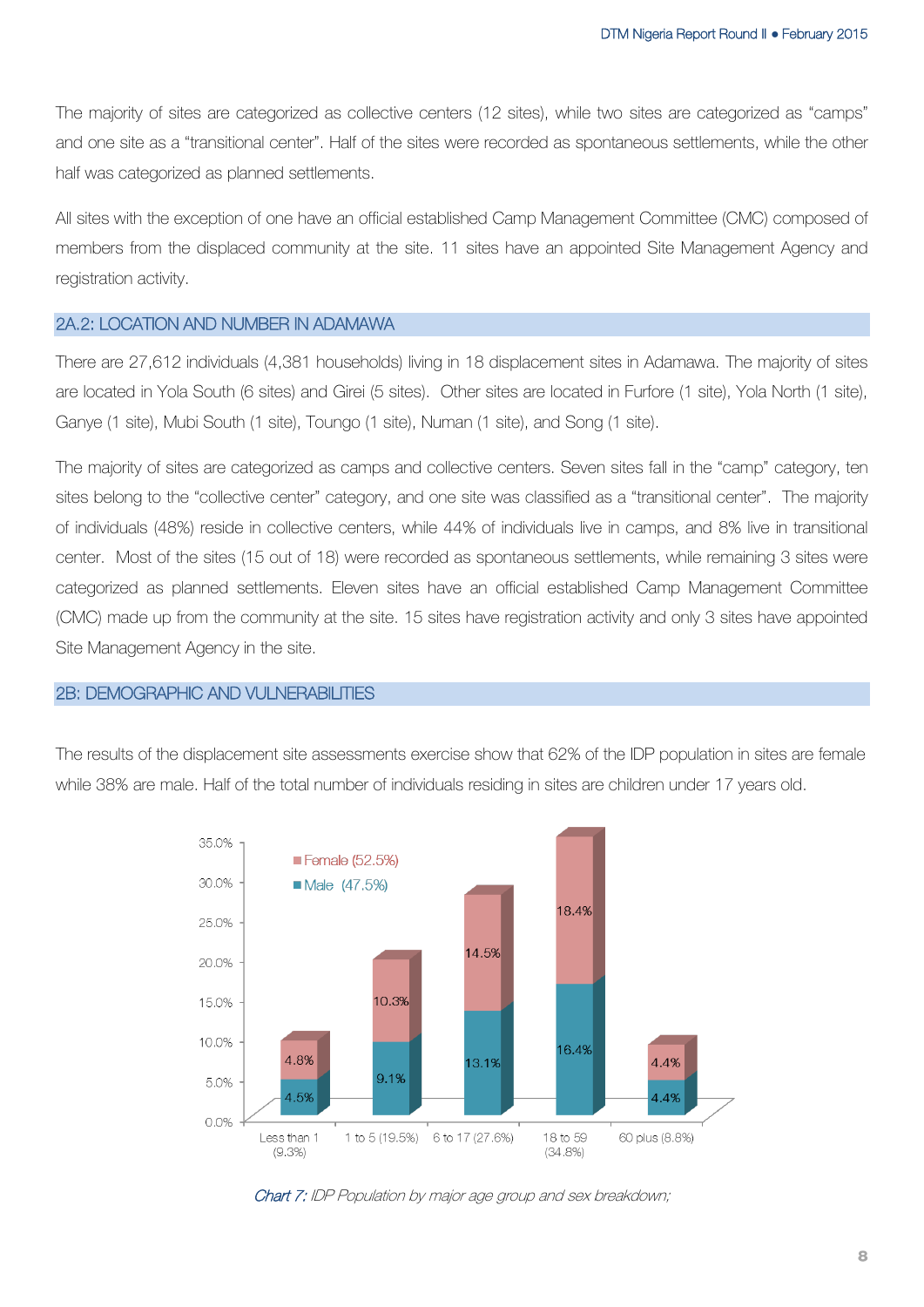The majority of sites are categorized as collective centers (12 sites), while two sites are categorized as "camps" and one site as a "transitional center". Half of the sites were recorded as spontaneous settlements, while the other half was categorized as planned settlements.

All sites with the exception of one have an official established Camp Management Committee (CMC) composed of members from the displaced community at the site. 11 sites have an appointed Site Management Agency and registration activity.

## 2A.2: LOCATION AND NUMBER IN ADAMAWA

There are 27,612 individuals (4,381 households) living in 18 displacement sites in Adamawa. The majority of sites are located in Yola South (6 sites) and Girei (5 sites). Other sites are located in Furfore (1 site), Yola North (1 site), Ganye (1 site), Mubi South (1 site), Toungo (1 site), Numan (1 site), and Song (1 site).

The majority of sites are categorized as camps and collective centers. Seven sites fall in the "camp" category, ten sites belong to the "collective center" category, and one site was classified as a "transitional center". The majority of individuals (48%) reside in collective centers, while 44% of individuals live in camps, and 8% live in transitional center. Most of the sites (15 out of 18) were recorded as spontaneous settlements, while remaining 3 sites were categorized as planned settlements. Eleven sites have an official established Camp Management Committee (CMC) made up from the community at the site. 15 sites have registration activity and only 3 sites have appointed Site Management Agency in the site.

## 2B: DEMOGRAPHIC AND VULNERABILITIES

The results of the displacement site assessments exercise show that 62% of the IDP population in sites are female while 38% are male. Half of the total number of individuals residing in sites are children under 17 years old.

| Age group | Female (52.5%) | Male (47.5%) |
|---|---|---|
| Less than 1 (9.3%) | 4.8% | 4.5% |
| 1 to 5 (19.5%) | 10.3% | 9.1% |
| 6 to 17 (27.6%) | 14.5% | 13.1% |
| 18 to 59 (34.8%) | 18.4% | 16.4% |
| 60 plus (8.8%) | 4.4% | 4.4% |

*Chart 7: IDP Population by major age group and sex breakdown;*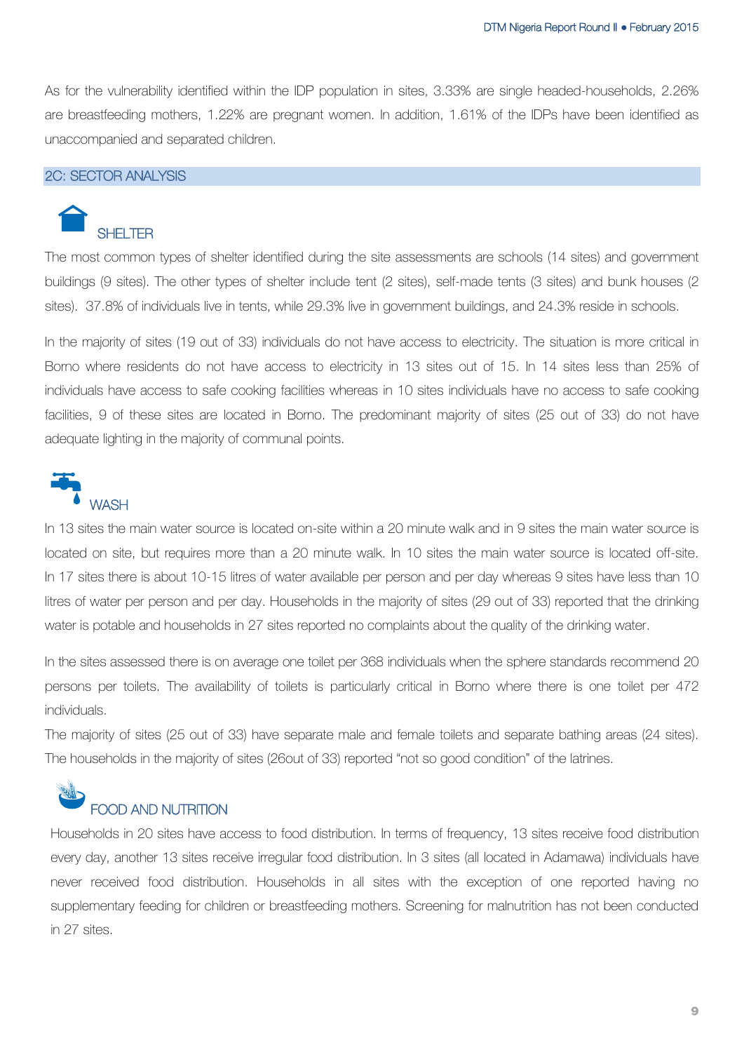As for the vulnerability identified within the IDP population in sites, 3.33% are single headed-households, 2.26% are breastfeeding mothers, 1.22% are pregnant women. In addition, 1.61% of the IDPs have been identified as unaccompanied and separated children.

## 2C: SECTOR ANALYSIS

### SHELTER

The most common types of shelter identified during the site assessments are schools (14 sites) and government buildings (9 sites). The other types of shelter include tent (2 sites), self-made tents (3 sites) and bunk houses (2 sites). 37.8% of individuals live in tents, while 29.3% live in government buildings, and 24.3% reside in schools.

In the majority of sites (19 out of 33) individuals do not have access to electricity. The situation is more critical in Borno where residents do not have access to electricity in 13 sites out of 15. In 14 sites less than 25% of individuals have access to safe cooking facilities whereas in 10 sites individuals have no access to safe cooking facilities, 9 of these sites are located in Borno. The predominant majority of sites (25 out of 33) do not have adequate lighting in the majority of communal points.

### WASH

In 13 sites the main water source is located on-site within a 20 minute walk and in 9 sites the main water source is located on site, but requires more than a 20 minute walk. In 10 sites the main water source is located off-site. In 17 sites there is about 10-15 litres of water available per person and per day whereas 9 sites have less than 10 litres of water per person and per day. Households in the majority of sites (29 out of 33) reported that the drinking water is potable and households in 27 sites reported no complaints about the quality of the drinking water.

In the sites assessed there is on average one toilet per 368 individuals when the sphere standards recommend 20 persons per toilets. The availability of toilets is particularly critical in Borno where there is one toilet per 472 individuals.

The majority of sites (25 out of 33) have separate male and female toilets and separate bathing areas (24 sites). The households in the majority of sites (26out of 33) reported "not so good condition" of the latrines.

### FOOD AND NUTRITION

Households in 20 sites have access to food distribution. In terms of frequency, 13 sites receive food distribution every day, another 13 sites receive irregular food distribution. In 3 sites (all located in Adamawa) individuals have never received food distribution. Households in all sites with the exception of one reported having no supplementary feeding for children or breastfeeding mothers. Screening for malnutrition has not been conducted in 27 sites.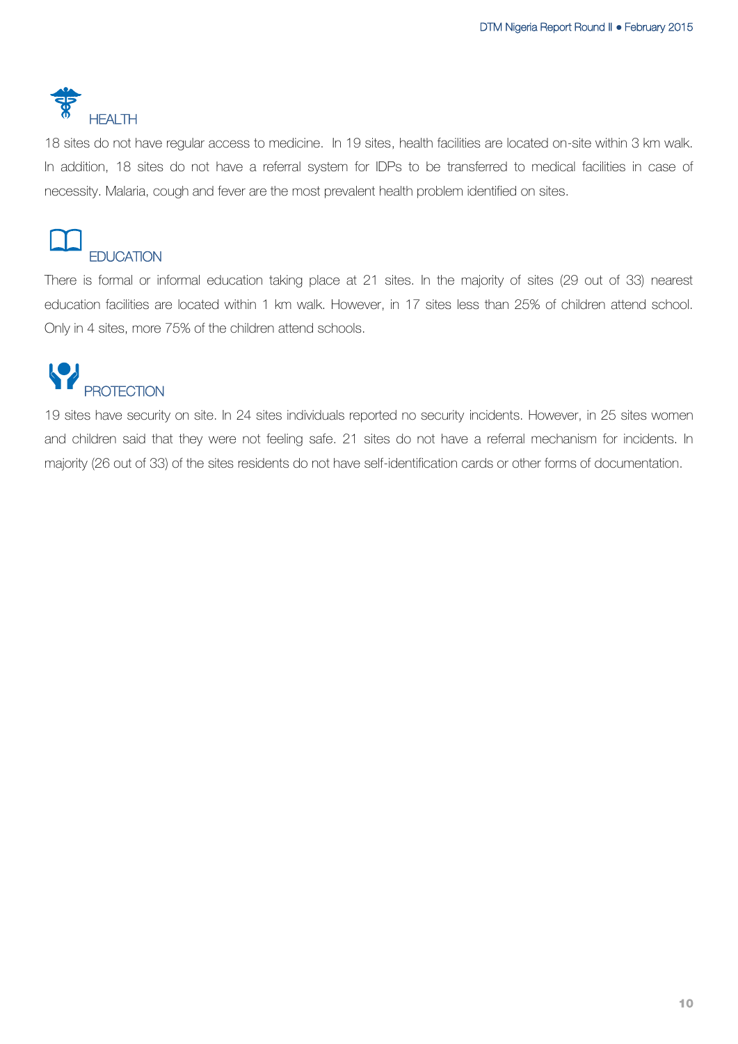## HEALTH

18 sites do not have regular access to medicine. In 19 sites, health facilities are located on-site within 3 km walk. In addition, 18 sites do not have a referral system for IDPs to be transferred to medical facilities in case of necessity. Malaria, cough and fever are the most prevalent health problem identified on sites.

## EDUCATION

There is formal or informal education taking place at 21 sites. In the majority of sites (29 out of 33) nearest education facilities are located within 1 km walk. However, in 17 sites less than 25% of children attend school. Only in 4 sites, more 75% of the children attend schools.

## PROTECTION

19 sites have security on site. In 24 sites individuals reported no security incidents. However, in 25 sites women and children said that they were not feeling safe. 21 sites do not have a referral mechanism for incidents. In majority (26 out of 33) of the sites residents do not have self-identification cards or other forms of documentation.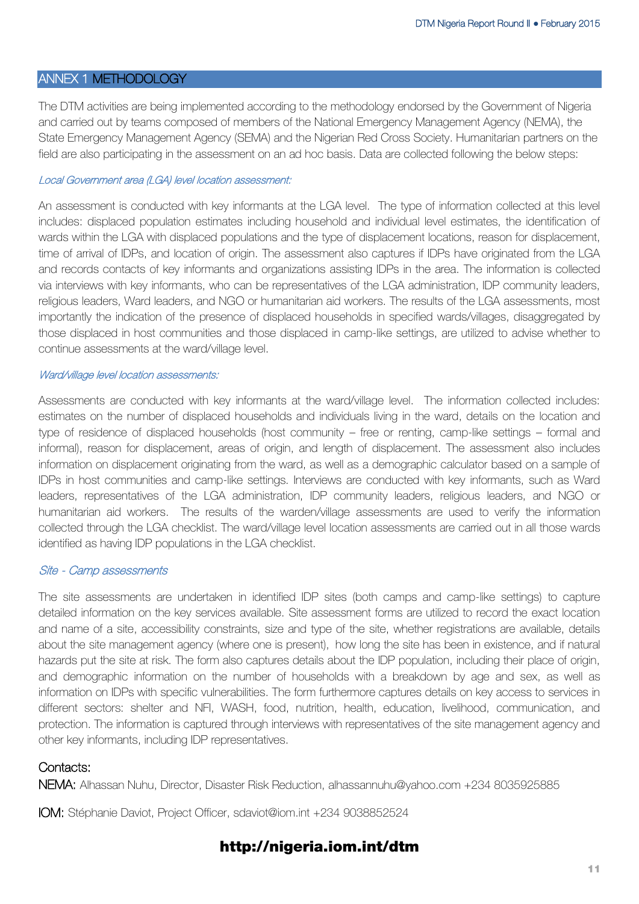## ANNEX 1 METHODOLOGY

The DTM activities are being implemented according to the methodology endorsed by the Government of Nigeria and carried out by teams composed of members of the National Emergency Management Agency (NEMA), the State Emergency Management Agency (SEMA) and the Nigerian Red Cross Society. Humanitarian partners on the field are also participating in the assessment on an ad hoc basis. Data are collected following the below steps:

*Local Government area (LGA) level location assessment:*

An assessment is conducted with key informants at the LGA level. The type of information collected at this level includes: displaced population estimates including household and individual level estimates, the identification of wards within the LGA with displaced populations and the type of displacement locations, reason for displacement, time of arrival of IDPs, and location of origin. The assessment also captures if IDPs have originated from the LGA and records contacts of key informants and organizations assisting IDPs in the area. The information is collected via interviews with key informants, who can be representatives of the LGA administration, IDP community leaders, religious leaders, Ward leaders, and NGO or humanitarian aid workers. The results of the LGA assessments, most importantly the indication of the presence of displaced households in specified wards/villages, disaggregated by those displaced in host communities and those displaced in camp-like settings, are utilized to advise whether to continue assessments at the ward/village level.

*Ward/village level location assessments:*

Assessments are conducted with key informants at the ward/village level. The information collected includes: estimates on the number of displaced households and individuals living in the ward, details on the location and type of residence of displaced households (host community – free or renting, camp-like settings – formal and informal), reason for displacement, areas of origin, and length of displacement. The assessment also includes information on displacement originating from the ward, as well as a demographic calculator based on a sample of IDPs in host communities and camp-like settings. Interviews are conducted with key informants, such as Ward leaders, representatives of the LGA administration, IDP community leaders, religious leaders, and NGO or humanitarian aid workers. The results of the warden/village assessments are used to verify the information collected through the LGA checklist. The ward/village level location assessments are carried out in all those wards identified as having IDP populations in the LGA checklist.

*Site - Camp assessments*

The site assessments are undertaken in identified IDP sites (both camps and camp-like settings) to capture detailed information on the key services available. Site assessment forms are utilized to record the exact location and name of a site, accessibility constraints, size and type of the site, whether registrations are available, details about the site management agency (where one is present), how long the site has been in existence, and if natural hazards put the site at risk. The form also captures details about the IDP population, including their place of origin, and demographic information on the number of households with a breakdown by age and sex, as well as information on IDPs with specific vulnerabilities. The form furthermore captures details on key access to services in different sectors: shelter and NFI, WASH, food, nutrition, health, education, livelihood, communication, and protection. The information is captured through interviews with representatives of the site management agency and other key informants, including IDP representatives.

### Contacts:

**NEMA:** Alhassan Nuhu, Director, Disaster Risk Reduction, alhassannuhu@yahoo.com +234 8035925885

**IOM:** Stéphanie Daviot, Project Officer, sdaviot@iom.int +234 9038852524

**http://nigeria.iom.int/dtm**